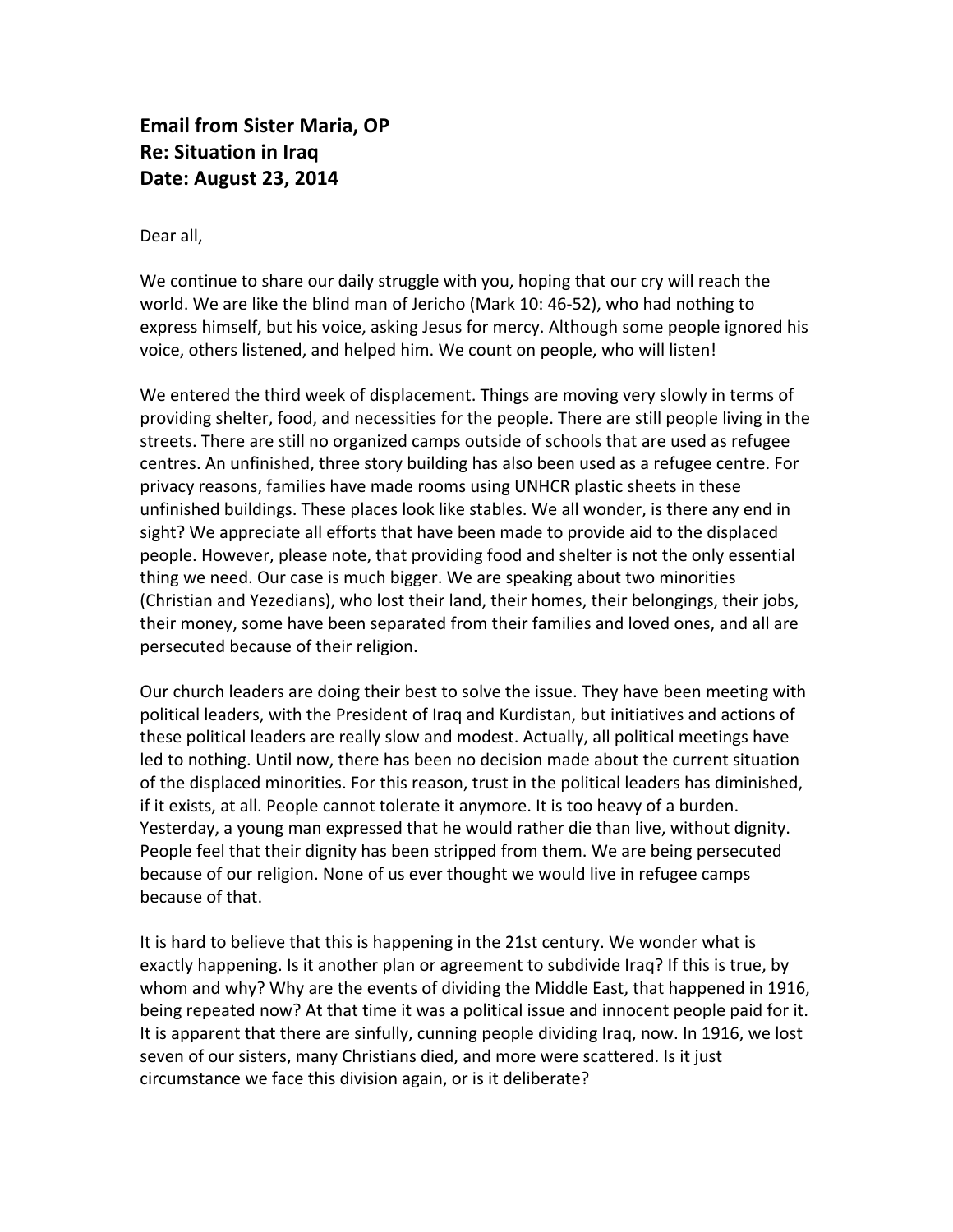**Email from Sister Maria, OP**
**Re: Situation in Iraq**
**Date: August 23, 2014**

Dear all,

We continue to share our daily struggle with you, hoping that our cry will reach the world. We are like the blind man of Jericho (Mark 10: 46-52), who had nothing to express himself, but his voice, asking Jesus for mercy. Although some people ignored his voice, others listened, and helped him. We count on people, who will listen!

We entered the third week of displacement. Things are moving very slowly in terms of providing shelter, food, and necessities for the people. There are still people living in the streets. There are still no organized camps outside of schools that are used as refugee centres. An unfinished, three story building has also been used as a refugee centre. For privacy reasons, families have made rooms using UNHCR plastic sheets in these unfinished buildings. These places look like stables. We all wonder, is there any end in sight? We appreciate all efforts that have been made to provide aid to the displaced people. However, please note, that providing food and shelter is not the only essential thing we need. Our case is much bigger. We are speaking about two minorities (Christian and Yezedians), who lost their land, their homes, their belongings, their jobs, their money, some have been separated from their families and loved ones, and all are persecuted because of their religion.

Our church leaders are doing their best to solve the issue. They have been meeting with political leaders, with the President of Iraq and Kurdistan, but initiatives and actions of these political leaders are really slow and modest. Actually, all political meetings have led to nothing. Until now, there has been no decision made about the current situation of the displaced minorities. For this reason, trust in the political leaders has diminished, if it exists, at all. People cannot tolerate it anymore. It is too heavy of a burden. Yesterday, a young man expressed that he would rather die than live, without dignity. People feel that their dignity has been stripped from them. We are being persecuted because of our religion. None of us ever thought we would live in refugee camps because of that.

It is hard to believe that this is happening in the 21st century. We wonder what is exactly happening. Is it another plan or agreement to subdivide Iraq? If this is true, by whom and why? Why are the events of dividing the Middle East, that happened in 1916, being repeated now? At that time it was a political issue and innocent people paid for it. It is apparent that there are sinfully, cunning people dividing Iraq, now. In 1916, we lost seven of our sisters, many Christians died, and more were scattered. Is it just circumstance we face this division again, or is it deliberate?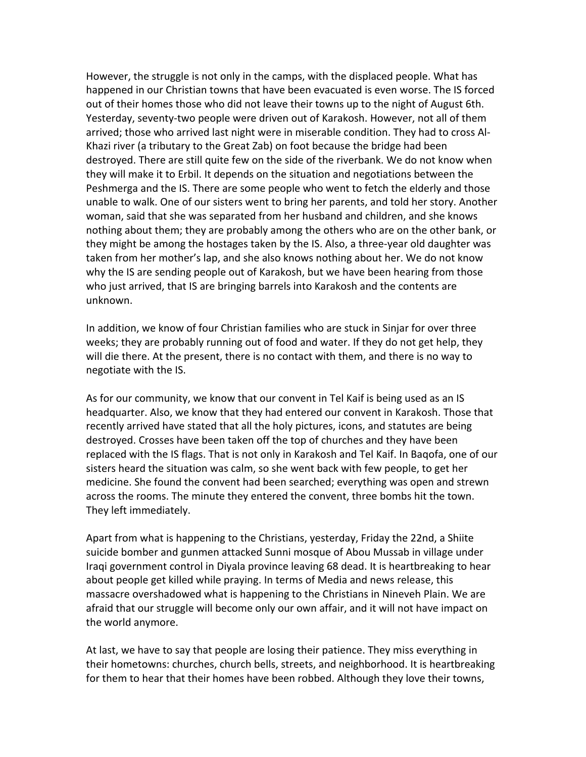However, the struggle is not only in the camps, with the displaced people. What has happened in our Christian towns that have been evacuated is even worse. The IS forced out of their homes those who did not leave their towns up to the night of August 6th. Yesterday, seventy-two people were driven out of Karakosh. However, not all of them arrived; those who arrived last night were in miserable condition. They had to cross Al-Khazi river (a tributary to the Great Zab) on foot because the bridge had been destroyed. There are still quite few on the side of the riverbank. We do not know when they will make it to Erbil. It depends on the situation and negotiations between the Peshmerga and the IS. There are some people who went to fetch the elderly and those unable to walk. One of our sisters went to bring her parents, and told her story. Another woman, said that she was separated from her husband and children, and she knows nothing about them; they are probably among the others who are on the other bank, or they might be among the hostages taken by the IS. Also, a three-year old daughter was taken from her mother's lap, and she also knows nothing about her. We do not know why the IS are sending people out of Karakosh, but we have been hearing from those who just arrived, that IS are bringing barrels into Karakosh and the contents are unknown.

In addition, we know of four Christian families who are stuck in Sinjar for over three weeks; they are probably running out of food and water. If they do not get help, they will die there. At the present, there is no contact with them, and there is no way to negotiate with the IS.

As for our community, we know that our convent in Tel Kaif is being used as an IS headquarter. Also, we know that they had entered our convent in Karakosh. Those that recently arrived have stated that all the holy pictures, icons, and statutes are being destroyed. Crosses have been taken off the top of churches and they have been replaced with the IS flags. That is not only in Karakosh and Tel Kaif. In Baqofa, one of our sisters heard the situation was calm, so she went back with few people, to get her medicine. She found the convent had been searched; everything was open and strewn across the rooms. The minute they entered the convent, three bombs hit the town. They left immediately.

Apart from what is happening to the Christians, yesterday, Friday the 22nd, a Shiite suicide bomber and gunmen attacked Sunni mosque of Abou Mussab in village under Iraqi government control in Diyala province leaving 68 dead. It is heartbreaking to hear about people get killed while praying. In terms of Media and news release, this massacre overshadowed what is happening to the Christians in Nineveh Plain. We are afraid that our struggle will become only our own affair, and it will not have impact on the world anymore.

At last, we have to say that people are losing their patience. They miss everything in their hometowns: churches, church bells, streets, and neighborhood. It is heartbreaking for them to hear that their homes have been robbed. Although they love their towns,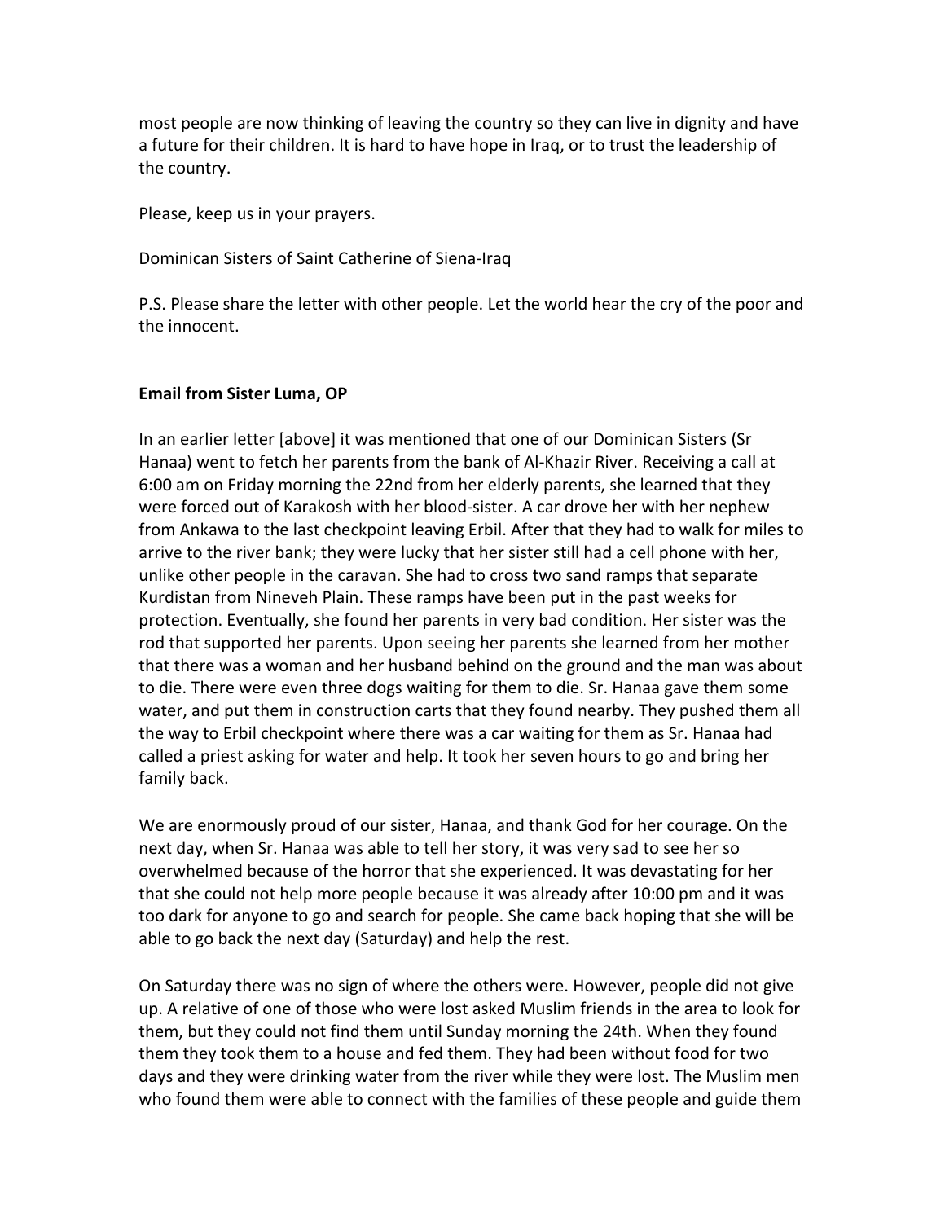most people are now thinking of leaving the country so they can live in dignity and have a future for their children. It is hard to have hope in Iraq, or to trust the leadership of the country.

Please, keep us in your prayers.

Dominican Sisters of Saint Catherine of Siena-Iraq

P.S. Please share the letter with other people. Let the world hear the cry of the poor and the innocent.

**Email from Sister Luma, OP**

In an earlier letter [above] it was mentioned that one of our Dominican Sisters (Sr Hanaa) went to fetch her parents from the bank of Al-Khazir River. Receiving a call at 6:00 am on Friday morning the 22nd from her elderly parents, she learned that they were forced out of Karakosh with her blood-sister. A car drove her with her nephew from Ankawa to the last checkpoint leaving Erbil. After that they had to walk for miles to arrive to the river bank; they were lucky that her sister still had a cell phone with her, unlike other people in the caravan. She had to cross two sand ramps that separate Kurdistan from Nineveh Plain. These ramps have been put in the past weeks for protection. Eventually, she found her parents in very bad condition. Her sister was the rod that supported her parents. Upon seeing her parents she learned from her mother that there was a woman and her husband behind on the ground and the man was about to die. There were even three dogs waiting for them to die. Sr. Hanaa gave them some water, and put them in construction carts that they found nearby. They pushed them all the way to Erbil checkpoint where there was a car waiting for them as Sr. Hanaa had called a priest asking for water and help. It took her seven hours to go and bring her family back.

We are enormously proud of our sister, Hanaa, and thank God for her courage. On the next day, when Sr. Hanaa was able to tell her story, it was very sad to see her so overwhelmed because of the horror that she experienced. It was devastating for her that she could not help more people because it was already after 10:00 pm and it was too dark for anyone to go and search for people. She came back hoping that she will be able to go back the next day (Saturday) and help the rest.

On Saturday there was no sign of where the others were. However, people did not give up. A relative of one of those who were lost asked Muslim friends in the area to look for them, but they could not find them until Sunday morning the 24th. When they found them they took them to a house and fed them. They had been without food for two days and they were drinking water from the river while they were lost. The Muslim men who found them were able to connect with the families of these people and guide them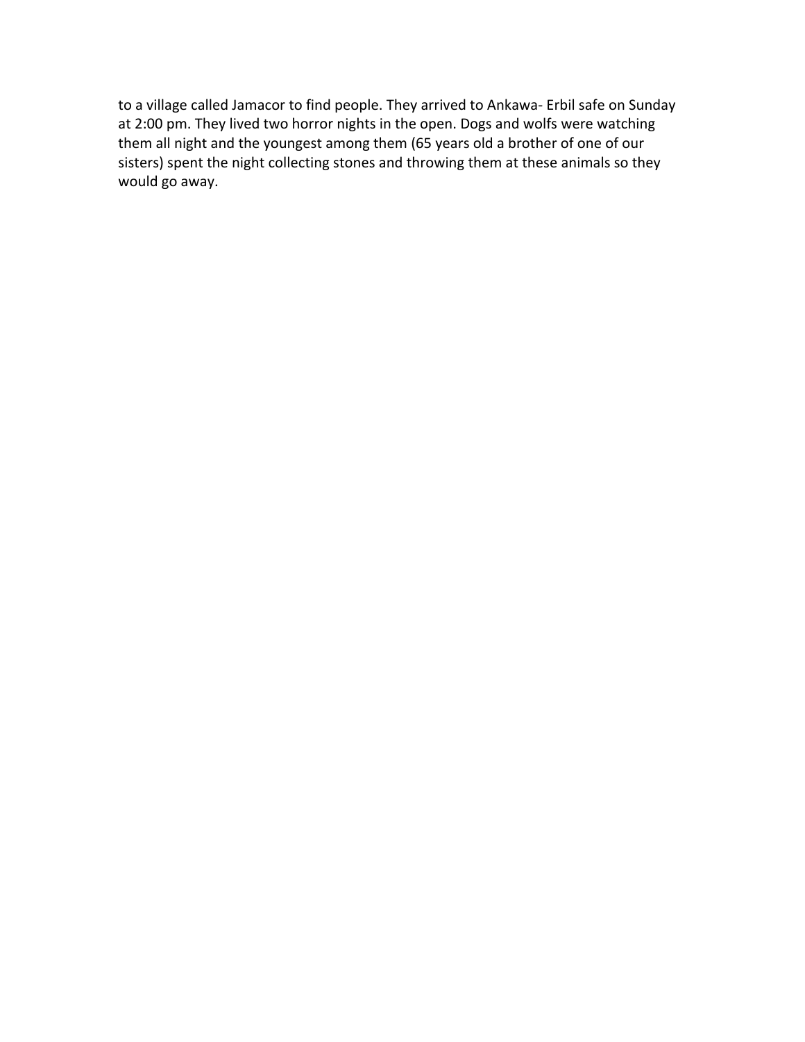to a village called Jamacor to find people. They arrived to Ankawa- Erbil safe on Sunday at 2:00 pm. They lived two horror nights in the open. Dogs and wolfs were watching them all night and the youngest among them (65 years old a brother of one of our sisters) spent the night collecting stones and throwing them at these animals so they would go away.